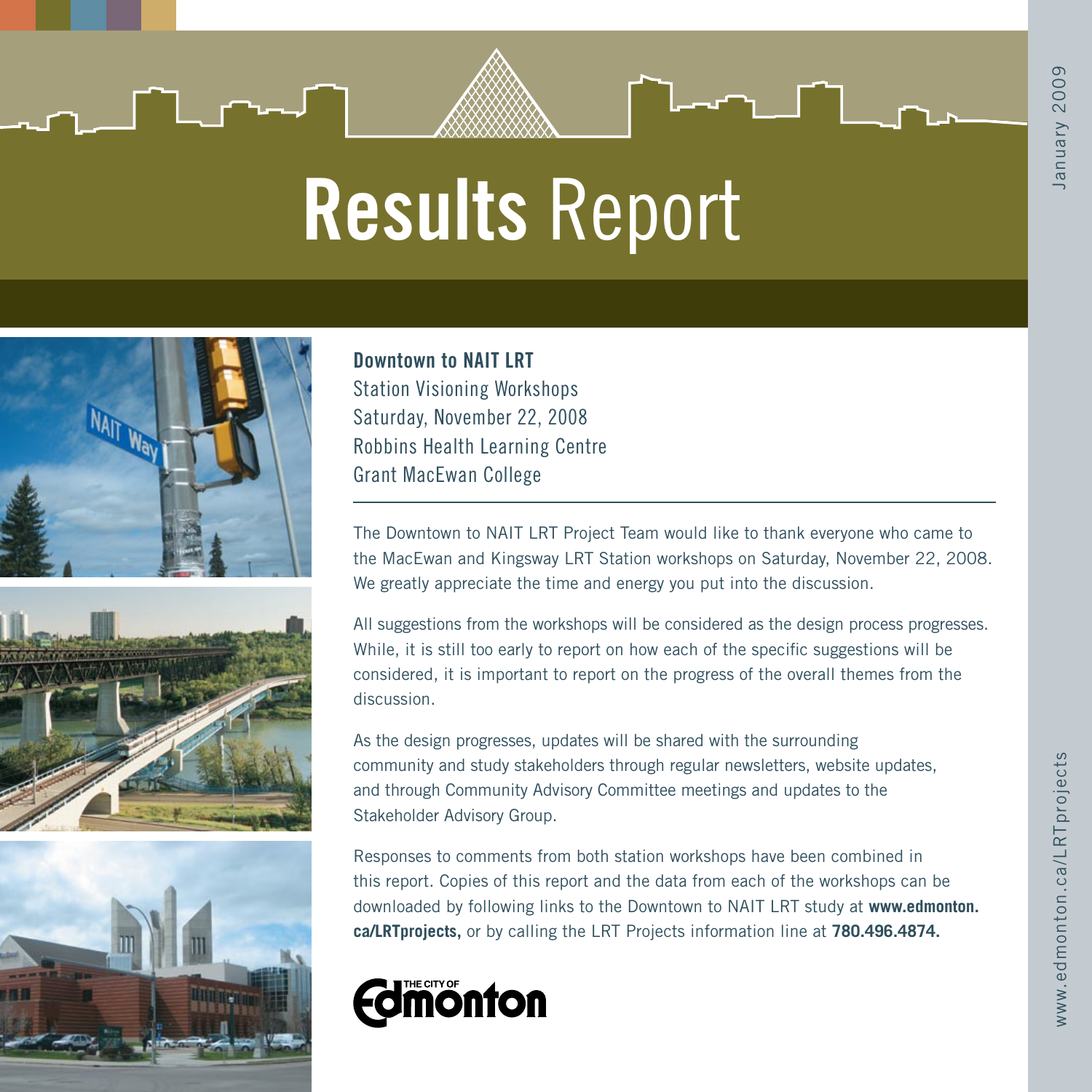# Results Report

January 2009

**Downtown to NAIT LRT**
Station Visioning Workshops
Saturday, November 22, 2008
Robbins Health Learning Centre
Grant MacEwan College

---

The Downtown to NAIT LRT Project Team would like to thank everyone who came to the MacEwan and Kingsway LRT Station workshops on Saturday, November 22, 2008. We greatly appreciate the time and energy you put into the discussion.

All suggestions from the workshops will be considered as the design process progresses. While, it is still too early to report on how each of the specific suggestions will be considered, it is important to report on the progress of the overall themes from the discussion.

As the design progresses, updates will be shared with the surrounding community and study stakeholders through regular newsletters, website updates, and through Community Advisory Committee meetings and updates to the Stakeholder Advisory Group.

Responses to comments from both station workshops have been combined in this report. Copies of this report and the data from each of the workshops can be downloaded by following links to the Downtown to NAIT LRT study at **www.edmonton.ca/LRTprojects,** or by calling the LRT Projects information line at **780.496.4874.**

THE CITY OF Edmonton

www.edmonton.ca/LRTprojects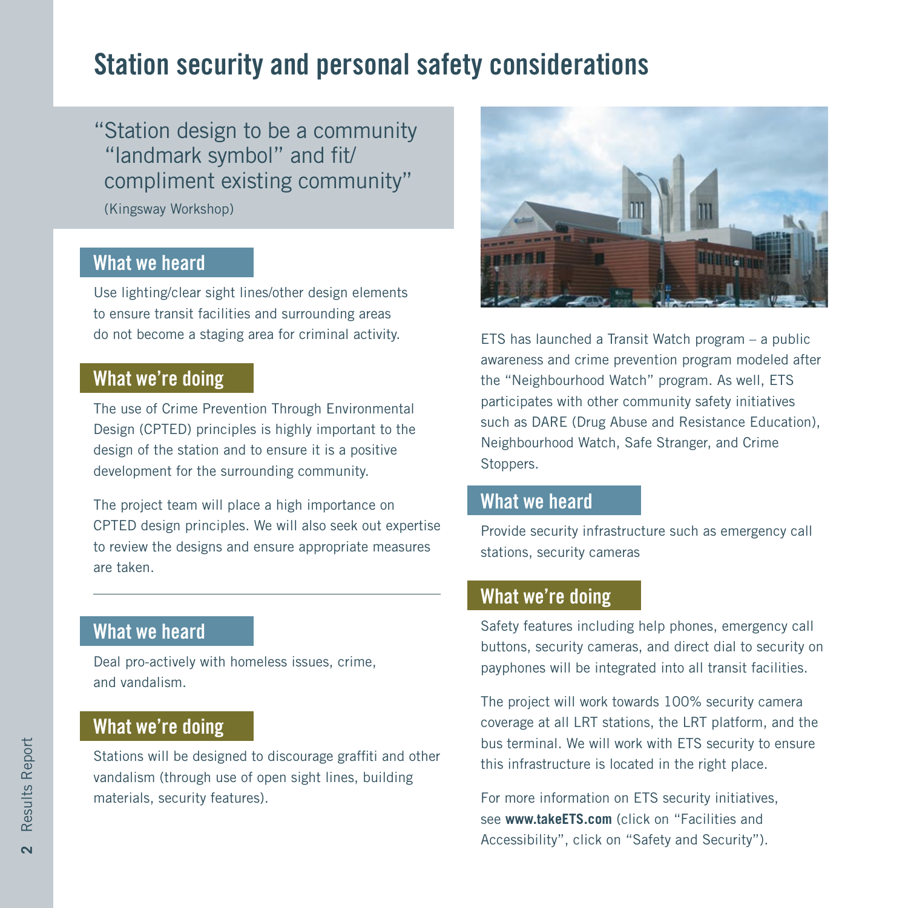# Station security and personal safety considerations

"Station design to be a community "landmark symbol" and fit/ compliment existing community"

(Kingsway Workshop)

## What we heard

Use lighting/clear sight lines/other design elements to ensure transit facilities and surrounding areas do not become a staging area for criminal activity.

## What we're doing

The use of Crime Prevention Through Environmental Design (CPTED) principles is highly important to the design of the station and to ensure it is a positive development for the surrounding community.

The project team will place a high importance on CPTED design principles. We will also seek out expertise to review the designs and ensure appropriate measures are taken.

---

## What we heard

Deal pro-actively with homeless issues, crime, and vandalism.

## What we're doing

Stations will be designed to discourage graffiti and other vandalism (through use of open sight lines, building materials, security features).

ETS has launched a Transit Watch program – a public awareness and crime prevention program modeled after the "Neighbourhood Watch" program. As well, ETS participates with other community safety initiatives such as DARE (Drug Abuse and Resistance Education), Neighbourhood Watch, Safe Stranger, and Crime Stoppers.

## What we heard

Provide security infrastructure such as emergency call stations, security cameras

## What we're doing

Safety features including help phones, emergency call buttons, security cameras, and direct dial to security on payphones will be integrated into all transit facilities.

The project will work towards 100% security camera coverage at all LRT stations, the LRT platform, and the bus terminal. We will work with ETS security to ensure this infrastructure is located in the right place.

For more information on ETS security initiatives, see **www.takeETS.com** (click on "Facilities and Accessibility", click on "Safety and Security").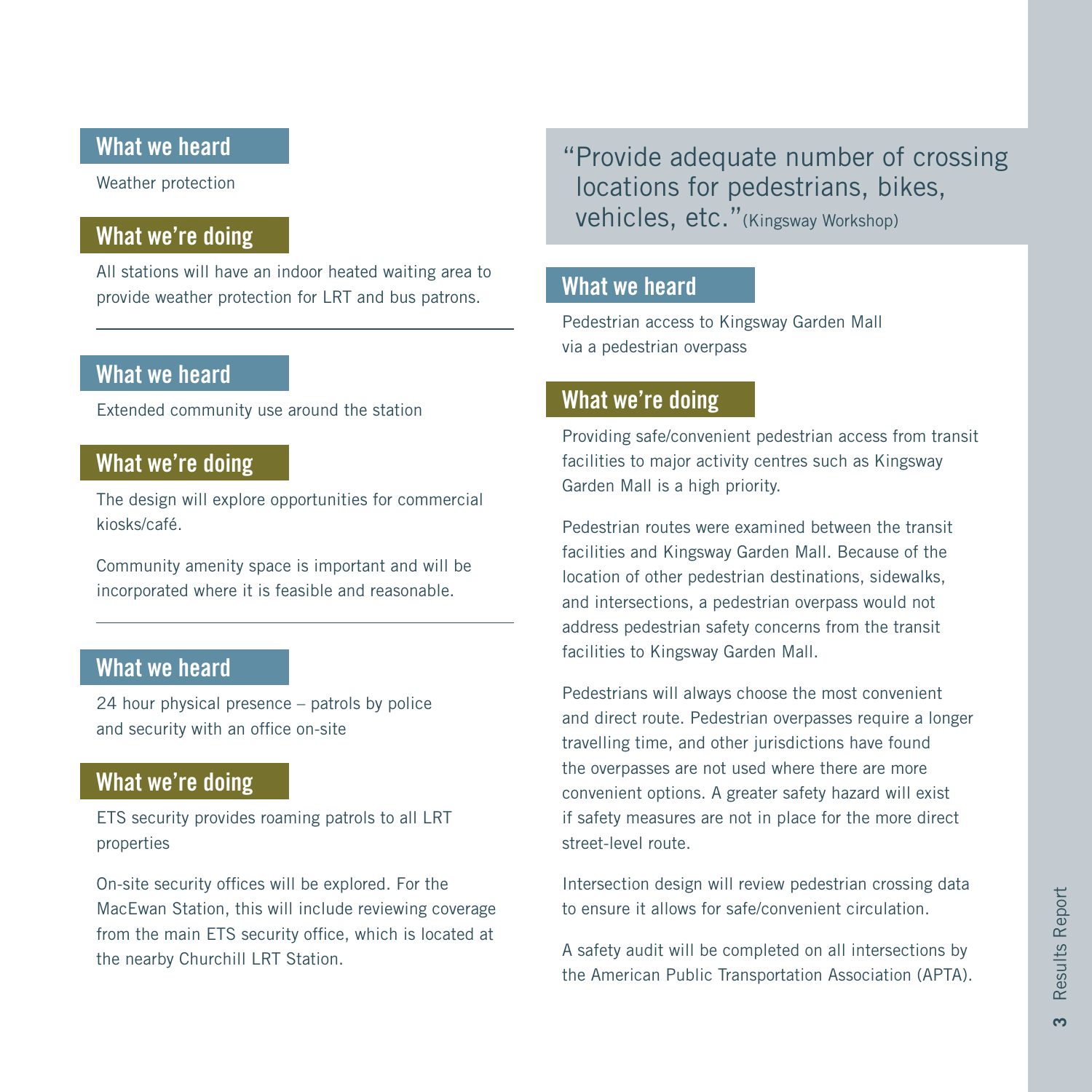## What we heard

Weather protection

## What we're doing

All stations will have an indoor heated waiting area to provide weather protection for LRT and bus patrons.

---

## What we heard

Extended community use around the station

## What we're doing

The design will explore opportunities for commercial kiosks/café.

Community amenity space is important and will be incorporated where it is feasible and reasonable.

---

## What we heard

24 hour physical presence – patrols by police and security with an office on-site

## What we're doing

ETS security provides roaming patrols to all LRT properties

On-site security offices will be explored. For the MacEwan Station, this will include reviewing coverage from the main ETS security office, which is located at the nearby Churchill LRT Station.

> "Provide adequate number of crossing locations for pedestrians, bikes, vehicles, etc." (Kingsway Workshop)

## What we heard

Pedestrian access to Kingsway Garden Mall via a pedestrian overpass

## What we're doing

Providing safe/convenient pedestrian access from transit facilities to major activity centres such as Kingsway Garden Mall is a high priority.

Pedestrian routes were examined between the transit facilities and Kingsway Garden Mall. Because of the location of other pedestrian destinations, sidewalks, and intersections, a pedestrian overpass would not address pedestrian safety concerns from the transit facilities to Kingsway Garden Mall.

Pedestrians will always choose the most convenient and direct route. Pedestrian overpasses require a longer travelling time, and other jurisdictions have found the overpasses are not used where there are more convenient options. A greater safety hazard will exist if safety measures are not in place for the more direct street-level route.

Intersection design will review pedestrian crossing data to ensure it allows for safe/convenient circulation.

A safety audit will be completed on all intersections by the American Public Transportation Association (APTA).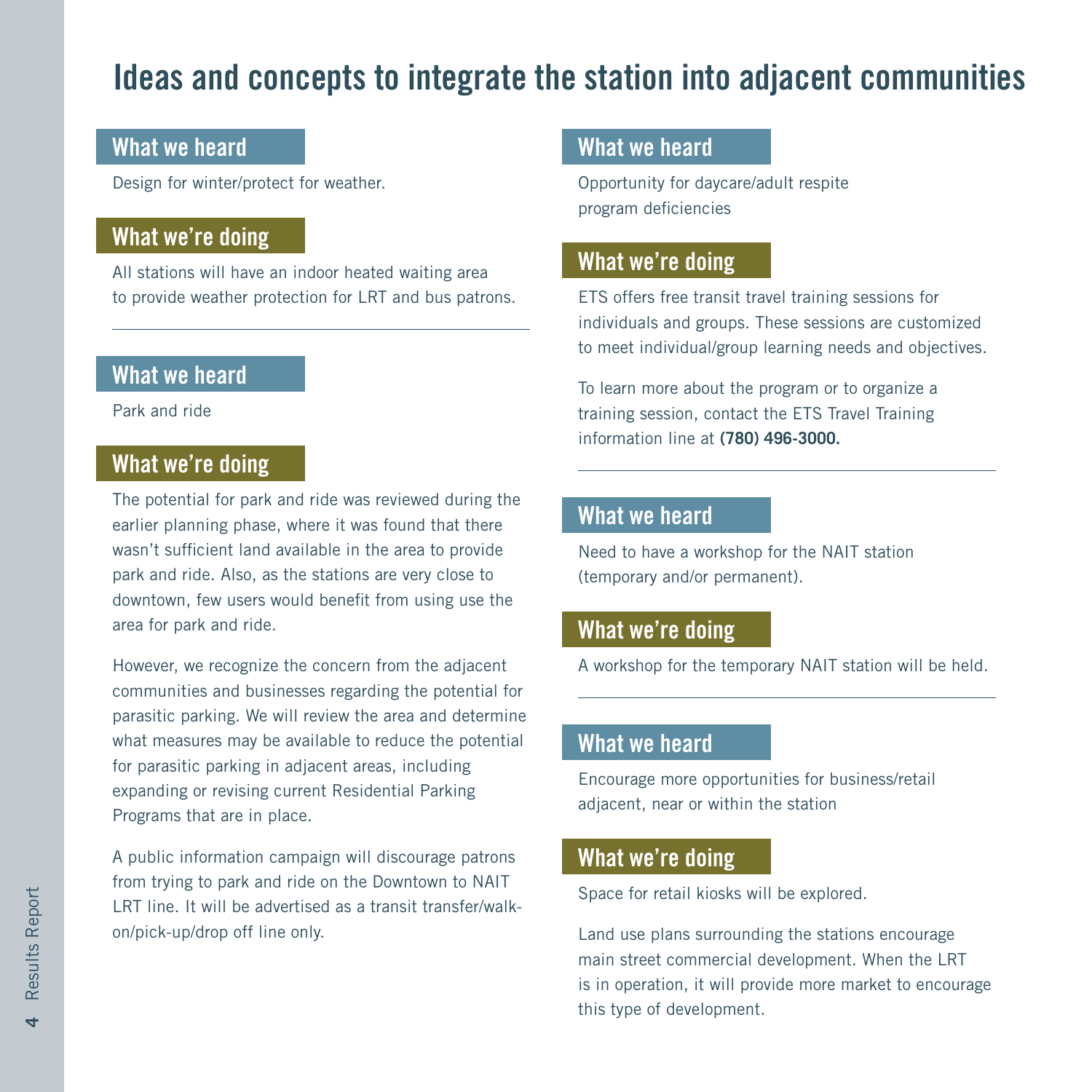# Ideas and concepts to integrate the station into adjacent communities

## What we heard

Design for winter/protect for weather.

## What we're doing

All stations will have an indoor heated waiting area to provide weather protection for LRT and bus patrons.

---

## What we heard

Park and ride

## What we're doing

The potential for park and ride was reviewed during the earlier planning phase, where it was found that there wasn't sufficient land available in the area to provide park and ride. Also, as the stations are very close to downtown, few users would benefit from using use the area for park and ride.

However, we recognize the concern from the adjacent communities and businesses regarding the potential for parasitic parking. We will review the area and determine what measures may be available to reduce the potential for parasitic parking in adjacent areas, including expanding or revising current Residential Parking Programs that are in place.

A public information campaign will discourage patrons from trying to park and ride on the Downtown to NAIT LRT line. It will be advertised as a transit transfer/walk-on/pick-up/drop off line only.

## What we heard

Opportunity for daycare/adult respite program deficiencies

## What we're doing

ETS offers free transit travel training sessions for individuals and groups. These sessions are customized to meet individual/group learning needs and objectives.

To learn more about the program or to organize a training session, contact the ETS Travel Training information line at **(780) 496-3000.**

---

## What we heard

Need to have a workshop for the NAIT station (temporary and/or permanent).

## What we're doing

A workshop for the temporary NAIT station will be held.

---

## What we heard

Encourage more opportunities for business/retail adjacent, near or within the station

## What we're doing

Space for retail kiosks will be explored.

Land use plans surrounding the stations encourage main street commercial development. When the LRT is in operation, it will provide more market to encourage this type of development.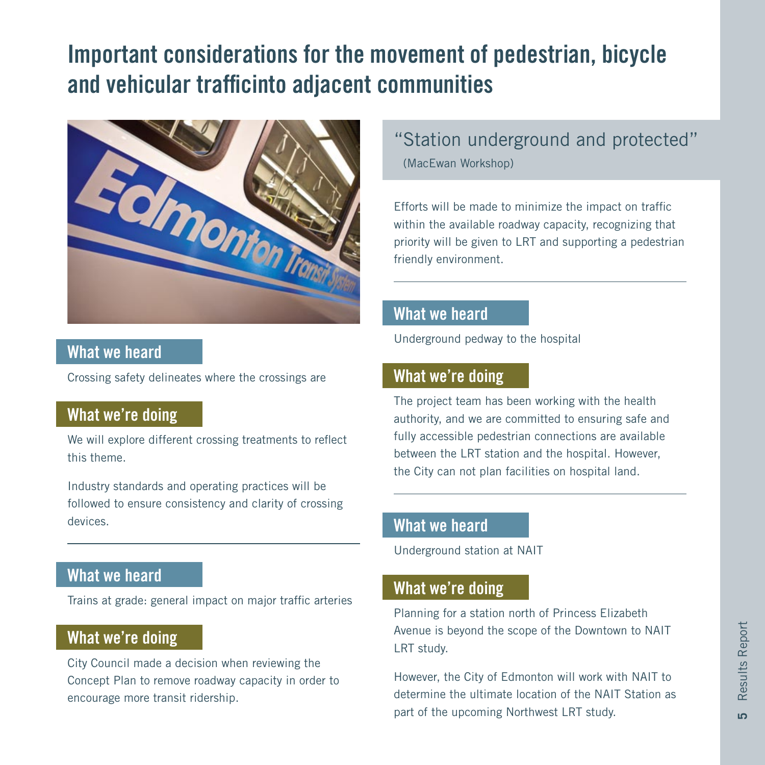# Important considerations for the movement of pedestrian, bicycle and vehicular trafficinto adjacent communities

### What we heard

Crossing safety delineates where the crossings are

### What we're doing

We will explore different crossing treatments to reflect this theme.

Industry standards and operating practices will be followed to ensure consistency and clarity of crossing devices.

---

### What we heard

Trains at grade: general impact on major traffic arteries

### What we're doing

City Council made a decision when reviewing the Concept Plan to remove roadway capacity in order to encourage more transit ridership.

> "Station underground and protected"
> (MacEwan Workshop)

Efforts will be made to minimize the impact on traffic within the available roadway capacity, recognizing that priority will be given to LRT and supporting a pedestrian friendly environment.

---

### What we heard

Underground pedway to the hospital

### What we're doing

The project team has been working with the health authority, and we are committed to ensuring safe and fully accessible pedestrian connections are available between the LRT station and the hospital. However, the City can not plan facilities on hospital land.

---

### What we heard

Underground station at NAIT

### What we're doing

Planning for a station north of Princess Elizabeth Avenue is beyond the scope of the Downtown to NAIT LRT study.

However, the City of Edmonton will work with NAIT to determine the ultimate location of the NAIT Station as part of the upcoming Northwest LRT study.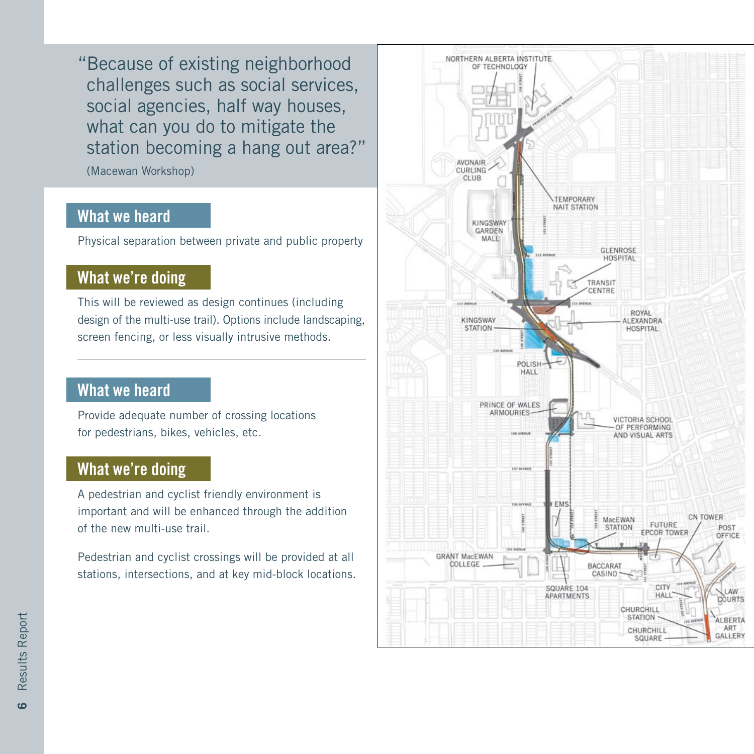> "Because of existing neighborhood challenges such as social services, social agencies, half way houses, what can you do to mitigate the station becoming a hang out area?"
>
> (Macewan Workshop)

## What we heard

Physical separation between private and public property

## What we're doing

This will be reviewed as design continues (including design of the multi-use trail). Options include landscaping, screen fencing, or less visually intrusive methods.

---

## What we heard

Provide adequate number of crossing locations for pedestrians, bikes, vehicles, etc.

## What we're doing

A pedestrian and cyclist friendly environment is important and will be enhanced through the addition of the new multi-use trail.

Pedestrian and cyclist crossings will be provided at all stations, intersections, and at key mid-block locations.

NORTHERN ALBERTA INSTITUTE OF TECHNOLOGY
AVONAIR CURLING CLUB
TEMPORARY NAIT STATION
KINGSWAY GARDEN MALL
GLENROSE HOSPITAL
TRANSIT CENTRE
ROYAL ALEXANDRA HOSPITAL
KINGSWAY STATION
POLISH HALL
PRINCE OF WALES ARMOURIES
VICTORIA SCHOOL OF PERFORMING AND VISUAL ARTS
EMS
MacEWAN STATION
FUTURE EPCOR TOWER
CN TOWER
POST OFFICE
GRANT MacEWAN COLLEGE
BACCARAT CASINO
SQUARE 104 APARTMENTS
CITY HALL
LAW COURTS
CHURCHILL STATION
CHURCHILL SQUARE
ALBERTA ART GALLERY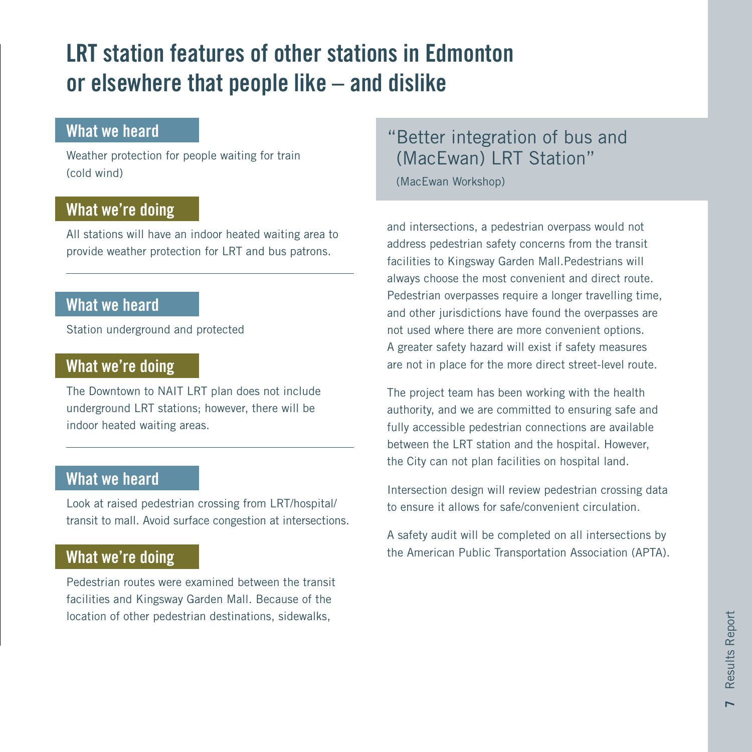# LRT station features of other stations in Edmonton or elsewhere that people like – and dislike

### What we heard

Weather protection for people waiting for train (cold wind)

### What we're doing

All stations will have an indoor heated waiting area to provide weather protection for LRT and bus patrons.

---

### What we heard

Station underground and protected

### What we're doing

The Downtown to NAIT LRT plan does not include underground LRT stations; however, there will be indoor heated waiting areas.

---

### What we heard

Look at raised pedestrian crossing from LRT/hospital/transit to mall. Avoid surface congestion at intersections.

### What we're doing

Pedestrian routes were examined between the transit facilities and Kingsway Garden Mall. Because of the location of other pedestrian destinations, sidewalks, and intersections, a pedestrian overpass would not address pedestrian safety concerns from the transit facilities to Kingsway Garden Mall.Pedestrians will always choose the most convenient and direct route. Pedestrian overpasses require a longer travelling time, and other jurisdictions have found the overpasses are not used where there are more convenient options. A greater safety hazard will exist if safety measures are not in place for the more direct street-level route.

The project team has been working with the health authority, and we are committed to ensuring safe and fully accessible pedestrian connections are available between the LRT station and the hospital. However, the City can not plan facilities on hospital land.

Intersection design will review pedestrian crossing data to ensure it allows for safe/convenient circulation.

A safety audit will be completed on all intersections by the American Public Transportation Association (APTA).

> "Better integration of bus and (MacEwan) LRT Station"
>
> (MacEwan Workshop)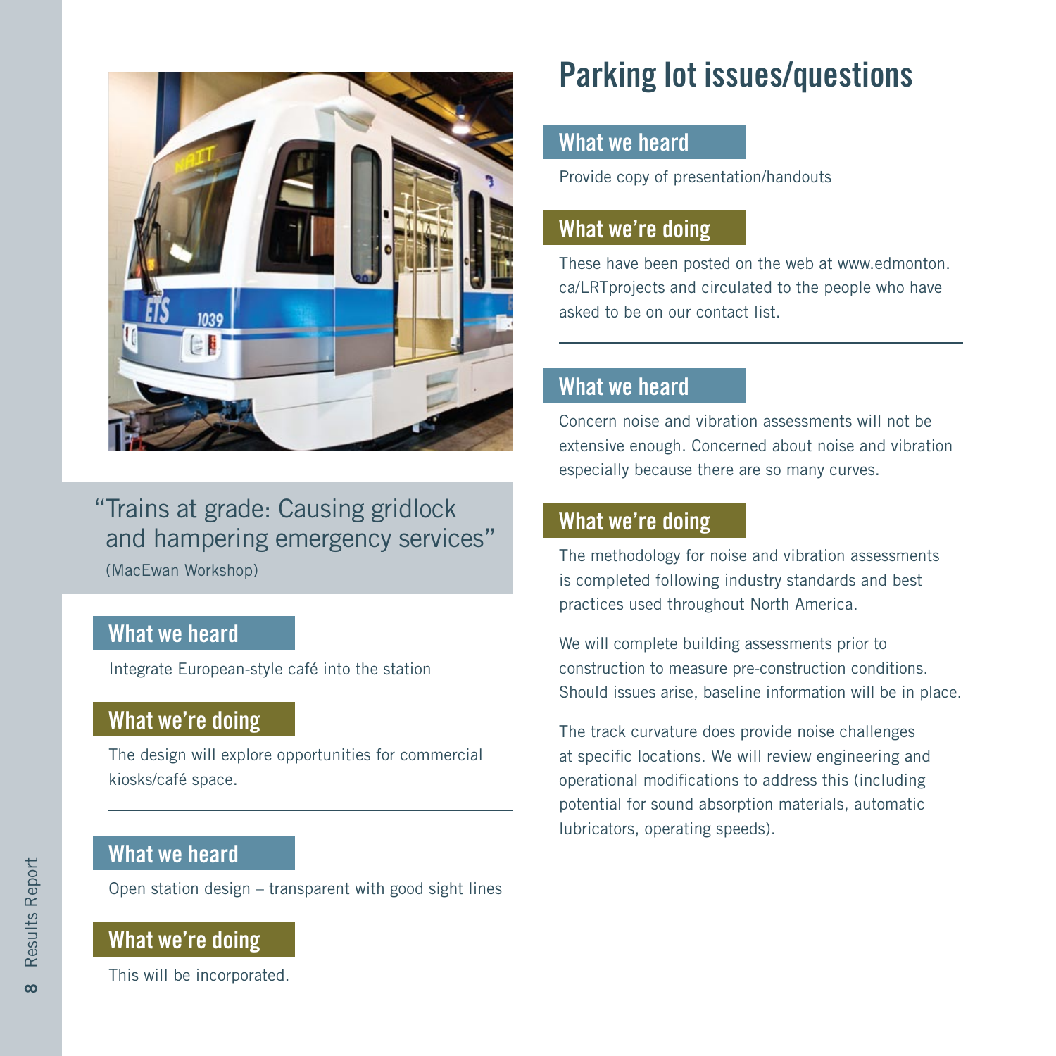# Parking lot issues/questions

> "Trains at grade: Causing gridlock and hampering emergency services"
> (MacEwan Workshop)

### What we heard

Integrate European-style café into the station

### What we're doing

The design will explore opportunities for commercial kiosks/café space.

---

### What we heard

Open station design – transparent with good sight lines

### What we're doing

This will be incorporated.

---

### What we heard

Provide copy of presentation/handouts

### What we're doing

These have been posted on the web at www.edmonton.ca/LRTprojects and circulated to the people who have asked to be on our contact list.

---

### What we heard

Concern noise and vibration assessments will not be extensive enough. Concerned about noise and vibration especially because there are so many curves.

### What we're doing

The methodology for noise and vibration assessments is completed following industry standards and best practices used throughout North America.

We will complete building assessments prior to construction to measure pre-construction conditions. Should issues arise, baseline information will be in place.

The track curvature does provide noise challenges at specific locations. We will review engineering and operational modifications to address this (including potential for sound absorption materials, automatic lubricators, operating speeds).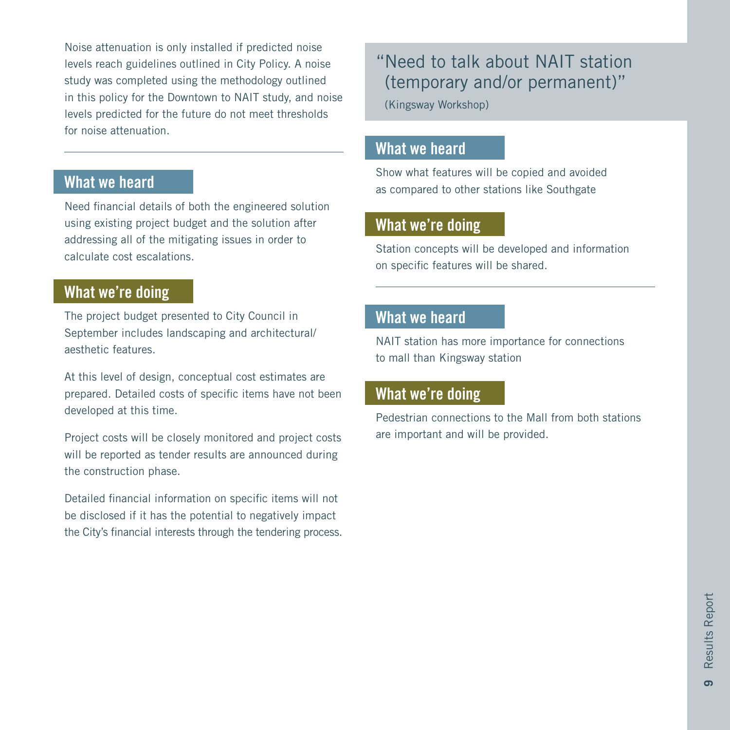Noise attenuation is only installed if predicted noise levels reach guidelines outlined in City Policy. A noise study was completed using the methodology outlined in this policy for the Downtown to NAIT study, and noise levels predicted for the future do not meet thresholds for noise attenuation.

---

## What we heard

Need financial details of both the engineered solution using existing project budget and the solution after addressing all of the mitigating issues in order to calculate cost escalations.

## What we're doing

The project budget presented to City Council in September includes landscaping and architectural/aesthetic features.

At this level of design, conceptual cost estimates are prepared. Detailed costs of specific items have not been developed at this time.

Project costs will be closely monitored and project costs will be reported as tender results are announced during the construction phase.

Detailed financial information on specific items will not be disclosed if it has the potential to negatively impact the City's financial interests through the tendering process.

> "Need to talk about NAIT station (temporary and/or permanent)"
>
> (Kingsway Workshop)

## What we heard

Show what features will be copied and avoided as compared to other stations like Southgate

## What we're doing

Station concepts will be developed and information on specific features will be shared.

---

## What we heard

NAIT station has more importance for connections to mall than Kingsway station

## What we're doing

Pedestrian connections to the Mall from both stations are important and will be provided.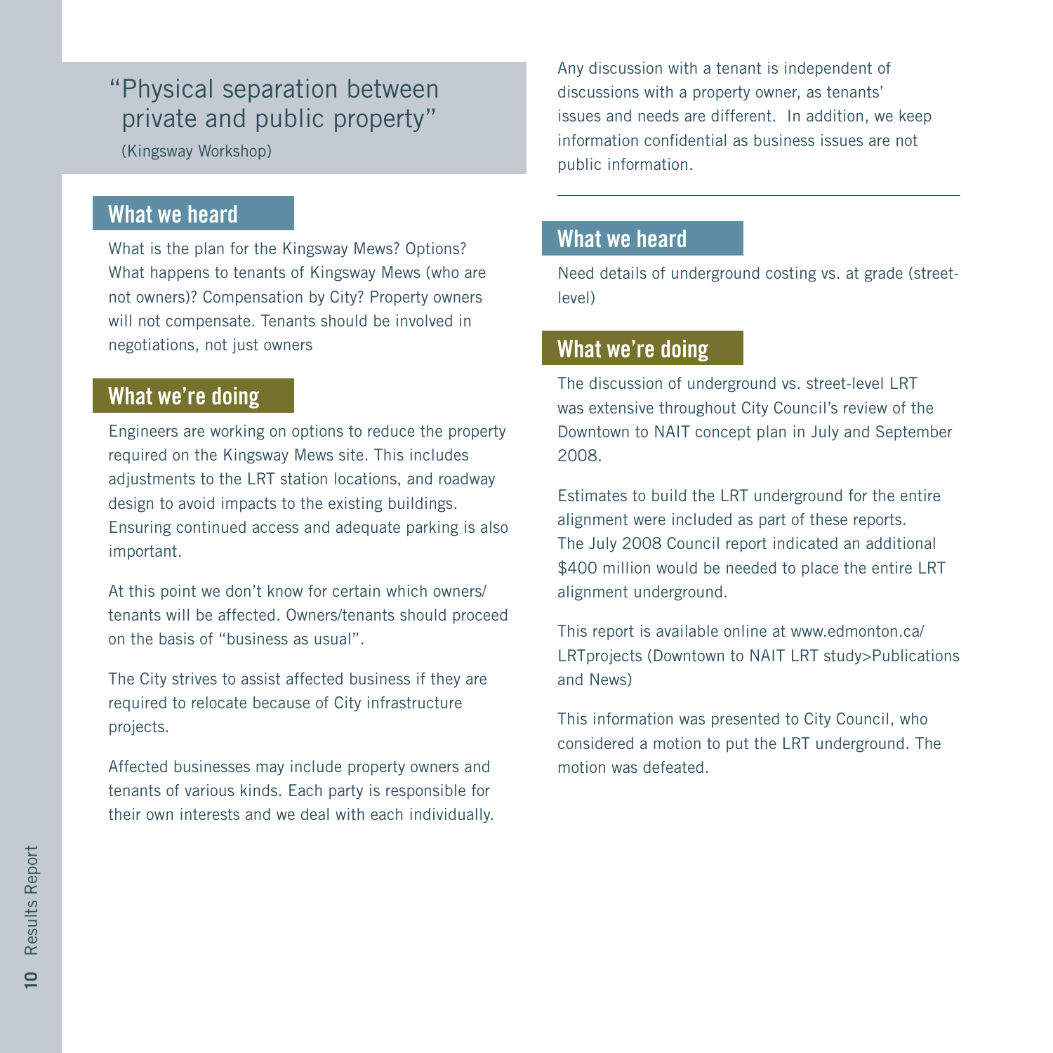"Physical separation between private and public property"

(Kingsway Workshop)

## What we heard

What is the plan for the Kingsway Mews? Options? What happens to tenants of Kingsway Mews (who are not owners)? Compensation by City? Property owners will not compensate. Tenants should be involved in negotiations, not just owners

## What we're doing

Engineers are working on options to reduce the property required on the Kingsway Mews site. This includes adjustments to the LRT station locations, and roadway design to avoid impacts to the existing buildings. Ensuring continued access and adequate parking is also important.

At this point we don't know for certain which owners/tenants will be affected. Owners/tenants should proceed on the basis of "business as usual".

The City strives to assist affected business if they are required to relocate because of City infrastructure projects.

Affected businesses may include property owners and tenants of various kinds. Each party is responsible for their own interests and we deal with each individually.

Any discussion with a tenant is independent of discussions with a property owner, as tenants' issues and needs are different. In addition, we keep information confidential as business issues are not public information.

---

## What we heard

Need details of underground costing vs. at grade (street-level)

## What we're doing

The discussion of underground vs. street-level LRT was extensive throughout City Council's review of the Downtown to NAIT concept plan in July and September 2008.

Estimates to build the LRT underground for the entire alignment were included as part of these reports. The July 2008 Council report indicated an additional $400 million would be needed to place the entire LRT alignment underground.

This report is available online at www.edmonton.ca/LRTprojects (Downtown to NAIT LRT study>Publications and News)

This information was presented to City Council, who considered a motion to put the LRT underground. The motion was defeated.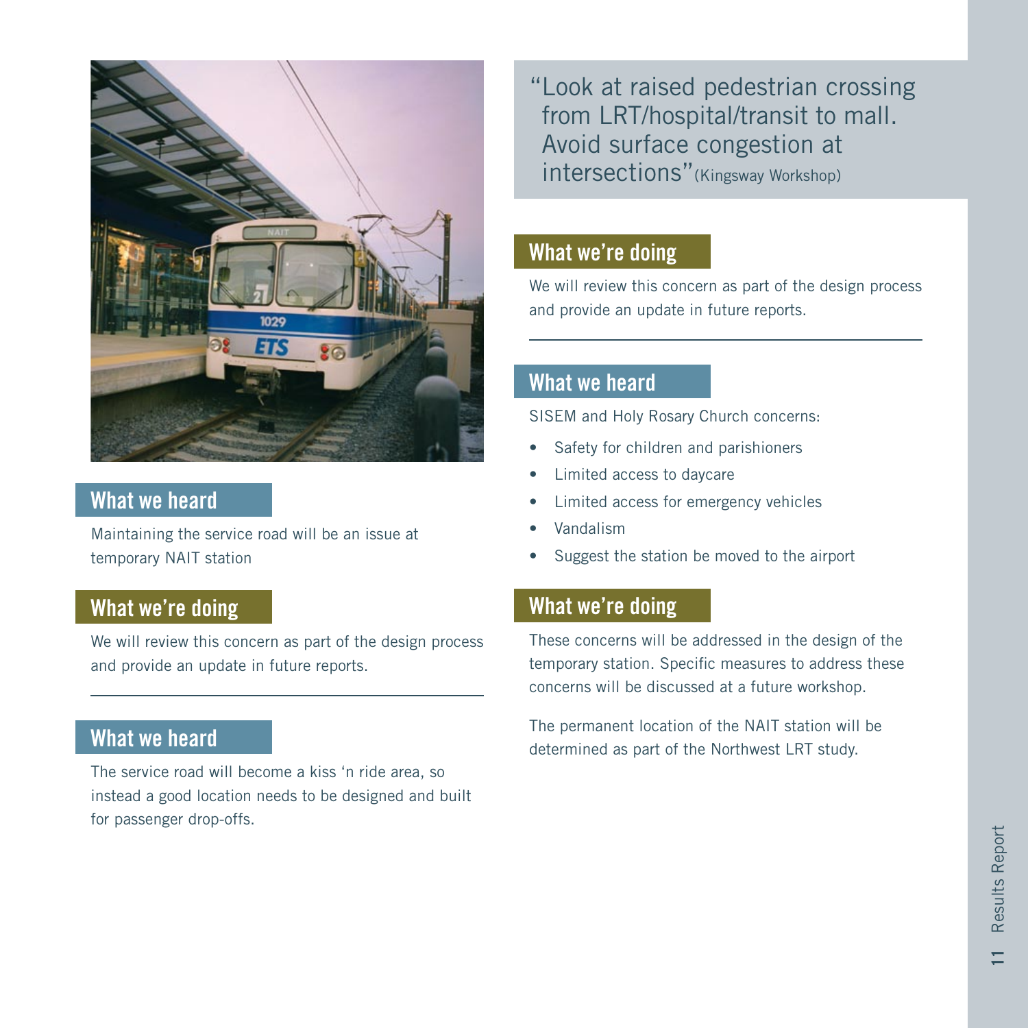## What we heard

Maintaining the service road will be an issue at temporary NAIT station

## What we're doing

We will review this concern as part of the design process and provide an update in future reports.

## What we heard

The service road will become a kiss 'n ride area, so instead a good location needs to be designed and built for passenger drop-offs.

"Look at raised pedestrian crossing from LRT/hospital/transit to mall. Avoid surface congestion at intersections" (Kingsway Workshop)

## What we're doing

We will review this concern as part of the design process and provide an update in future reports.

## What we heard

SISEM and Holy Rosary Church concerns:

- Safety for children and parishioners
- Limited access to daycare
- Limited access for emergency vehicles
- Vandalism
- Suggest the station be moved to the airport

## What we're doing

These concerns will be addressed in the design of the temporary station. Specific measures to address these concerns will be discussed at a future workshop.

The permanent location of the NAIT station will be determined as part of the Northwest LRT study.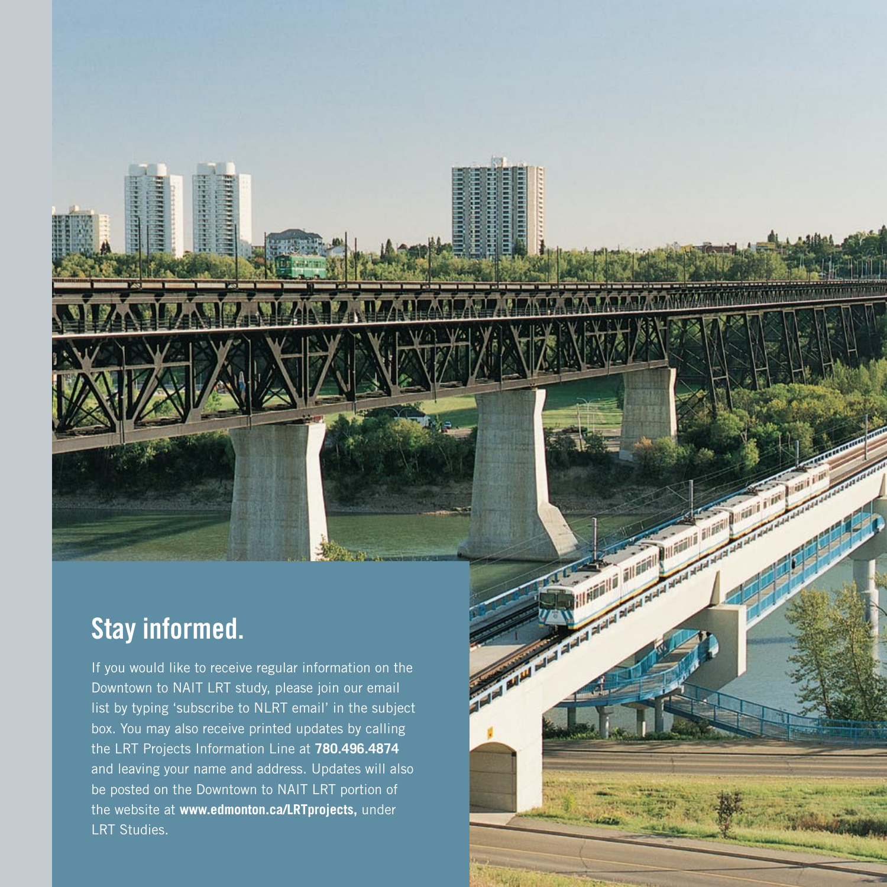## Stay informed.

If you would like to receive regular information on the Downtown to NAIT LRT study, please join our email list by typing 'subscribe to NLRT email' in the subject box. You may also receive printed updates by calling the LRT Projects Information Line at **780.496.4874** and leaving your name and address. Updates will also be posted on the Downtown to NAIT LRT portion of the website at **www.edmonton.ca/LRTprojects,** under LRT Studies.